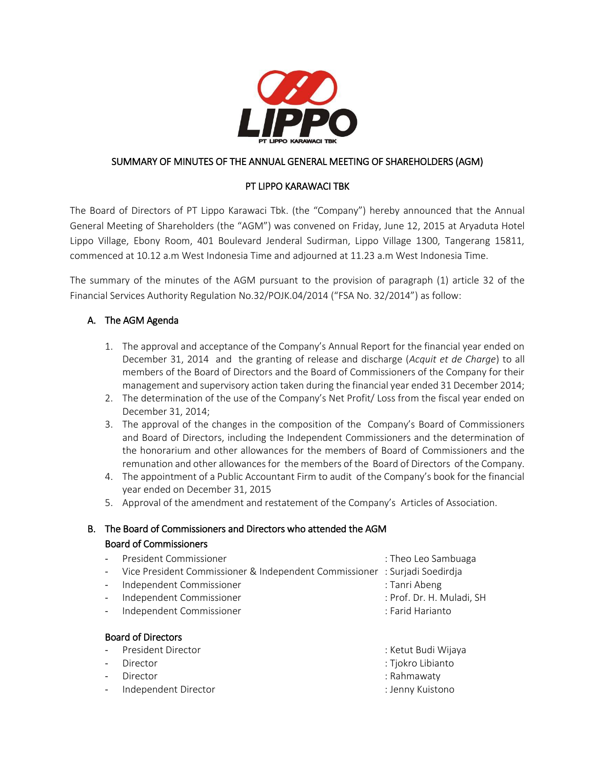# SUMMARY OF MINUTES OF THE ANNUAL GENERAL MEETING OF SHAREHOLDERS (AGM)

## PT LIPPO KARAWACI TBK

The Board of Directors of PT Lippo Karawaci Tbk. (the "Company") hereby announced that the Annual General Meeting of Shareholders (the "AGM") was convened on Friday, June 12, 2015 at Aryaduta Hotel Lippo Village, Ebony Room, 401 Boulevard Jenderal Sudirman, Lippo Village 1300, Tangerang 15811, commenced at 10.12 a.m West Indonesia Time and adjourned at 11.23 a.m West Indonesia Time.

The summary of the minutes of the AGM pursuant to the provision of paragraph (1) article 32 of the Financial Services Authority Regulation No.32/POJK.04/2014 ("FSA No. 32/2014") as follow:

### A. The AGM Agenda

1. The approval and acceptance of the Company's Annual Report for the financial year ended on December 31, 2014 and the granting of release and discharge (*Acquit et de Charge*) to all members of the Board of Directors and the Board of Commissioners of the Company for their management and supervisory action taken during the financial year ended 31 December 2014;
2. The determination of the use of the Company's Net Profit/ Loss from the fiscal year ended on December 31, 2014;
3. The approval of the changes in the composition of the Company's Board of Commissioners and Board of Directors, including the Independent Commissioners and the determination of the honorarium and other allowances for the members of Board of Commissioners and the remunation and other allowances for the members of the Board of Directors of the Company.
4. The appointment of a Public Accountant Firm to audit of the Company's book for the financial year ended on December 31, 2015
5. Approval of the amendment and restatement of the Company's Articles of Association.

### B. The Board of Commissioners and Directors who attended the AGM

**Board of Commissioners**

- President Commissioner : Theo Leo Sambuaga
- Vice President Commissioner & Independent Commissioner : Surjadi Soedirdja
- Independent Commissioner : Tanri Abeng
- Independent Commissioner : Prof. Dr. H. Muladi, SH
- Independent Commissioner : Farid Harianto

**Board of Directors**

- President Director : Ketut Budi Wijaya
- Director : Tjokro Libianto
- Director : Rahmawaty
- Independent Director : Jenny Kuistono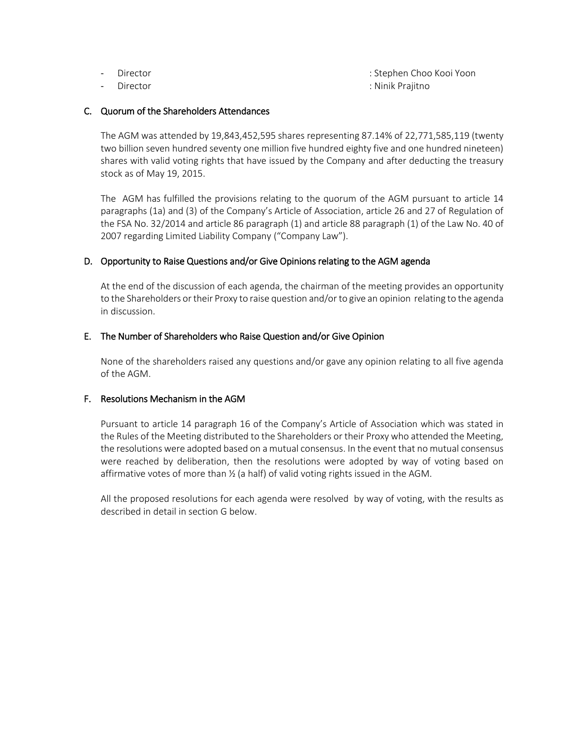- Director : Stephen Choo Kooi Yoon
- Director : Ninik Prajitno

## C. Quorum of the Shareholders Attendances

The AGM was attended by 19,843,452,595 shares representing 87.14% of 22,771,585,119 (twenty two billion seven hundred seventy one million five hundred eighty five and one hundred nineteen) shares with valid voting rights that have issued by the Company and after deducting the treasury stock as of May 19, 2015.

The AGM has fulfilled the provisions relating to the quorum of the AGM pursuant to article 14 paragraphs (1a) and (3) of the Company's Article of Association, article 26 and 27 of Regulation of the FSA No. 32/2014 and article 86 paragraph (1) and article 88 paragraph (1) of the Law No. 40 of 2007 regarding Limited Liability Company ("Company Law").

## D. Opportunity to Raise Questions and/or Give Opinions relating to the AGM agenda

At the end of the discussion of each agenda, the chairman of the meeting provides an opportunity to the Shareholders or their Proxy to raise question and/or to give an opinion relating to the agenda in discussion.

## E. The Number of Shareholders who Raise Question and/or Give Opinion

None of the shareholders raised any questions and/or gave any opinion relating to all five agenda of the AGM.

## F. Resolutions Mechanism in the AGM

Pursuant to article 14 paragraph 16 of the Company's Article of Association which was stated in the Rules of the Meeting distributed to the Shareholders or their Proxy who attended the Meeting, the resolutions were adopted based on a mutual consensus. In the event that no mutual consensus were reached by deliberation, then the resolutions were adopted by way of voting based on affirmative votes of more than ½ (a half) of valid voting rights issued in the AGM.

All the proposed resolutions for each agenda were resolved by way of voting, with the results as described in detail in section G below.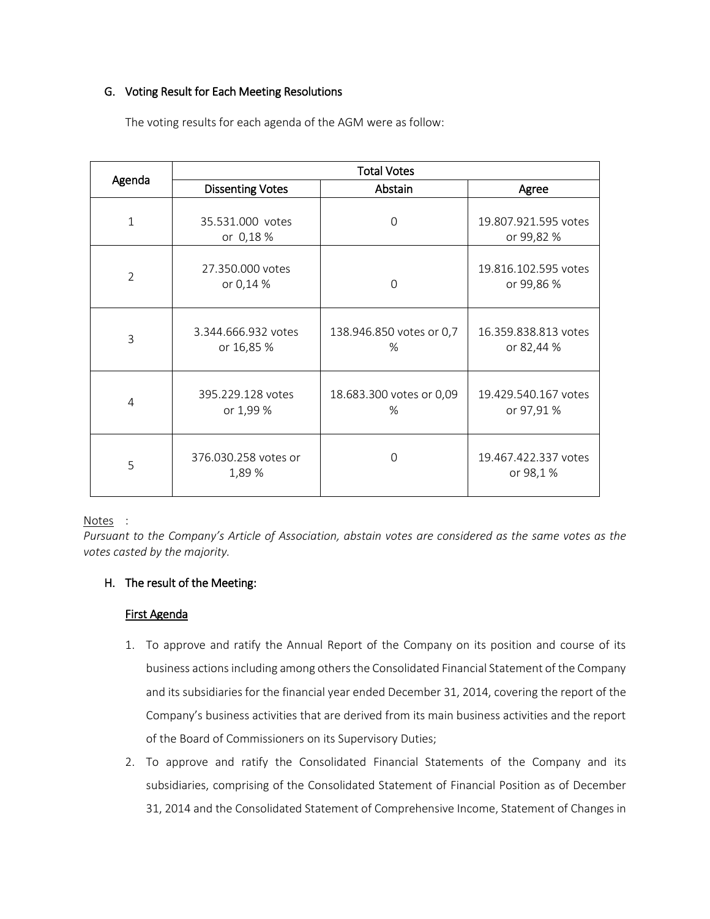## G. Voting Result for Each Meeting Resolutions

The voting results for each agenda of the AGM were as follow:

| Agenda | Total Votes | | |
|---|---|---|---|
| | Dissenting Votes | Abstain | Agree |
| 1 | 35.531.000 votes or 0,18 % | 0 | 19.807.921.595 votes or 99,82 % |
| 2 | 27.350.000 votes or 0,14 % | 0 | 19.816.102.595 votes or 99,86 % |
| 3 | 3.344.666.932 votes or 16,85 % | 138.946.850 votes or 0,7 % | 16.359.838.813 votes or 82,44 % |
| 4 | 395.229.128 votes or 1,99 % | 18.683.300 votes or 0,09 % | 19.429.540.167 votes or 97,91 % |
| 5 | 376.030.258 votes or 1,89 % | 0 | 19.467.422.337 votes or 98,1 % |

Notes :

*Pursuant to the Company's Article of Association, abstain votes are considered as the same votes as the votes casted by the majority.*

## H. The result of the Meeting:

**First Agenda**

1. To approve and ratify the Annual Report of the Company on its position and course of its business actions including among others the Consolidated Financial Statement of the Company and its subsidiaries for the financial year ended December 31, 2014, covering the report of the Company's business activities that are derived from its main business activities and the report of the Board of Commissioners on its Supervisory Duties;
2. To approve and ratify the Consolidated Financial Statements of the Company and its subsidiaries, comprising of the Consolidated Statement of Financial Position as of December 31, 2014 and the Consolidated Statement of Comprehensive Income, Statement of Changes in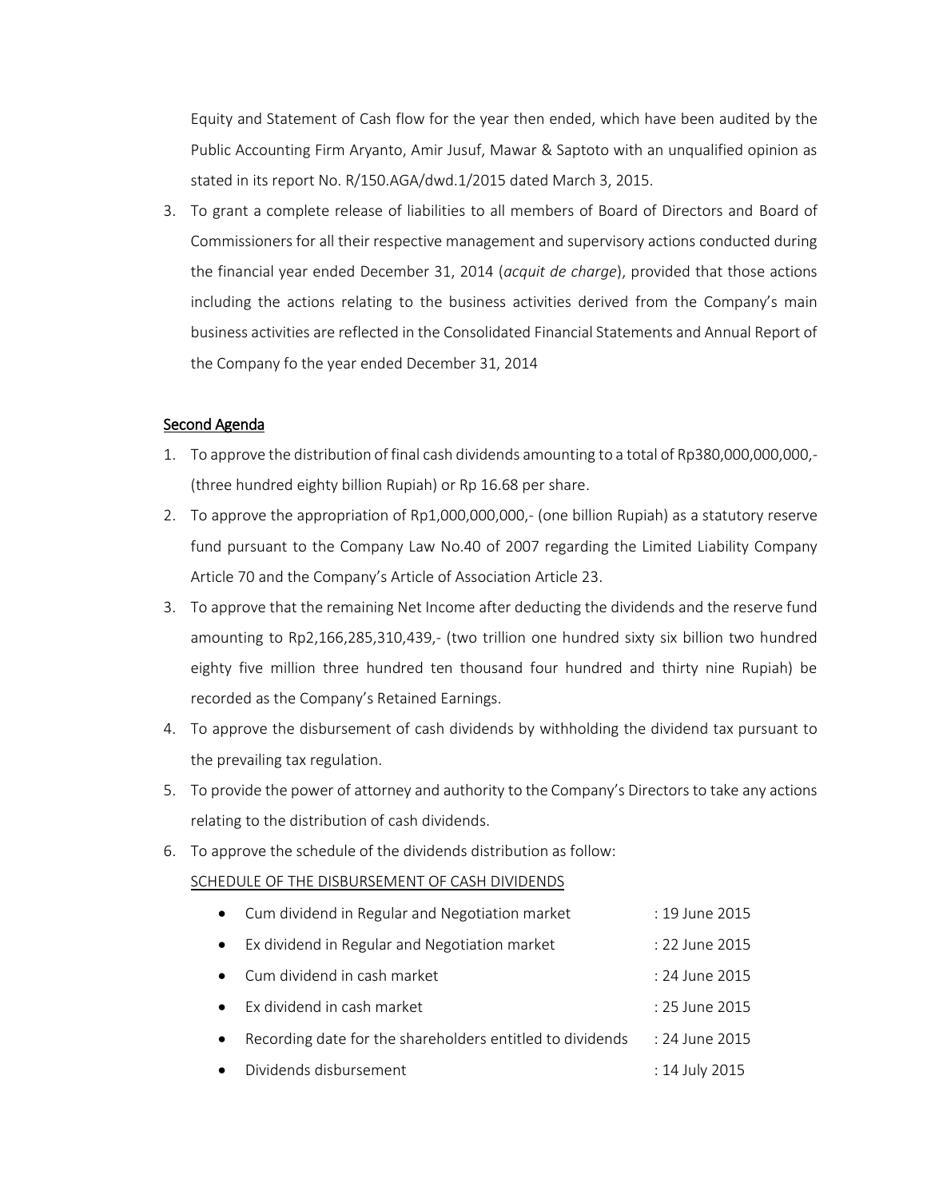Equity and Statement of Cash flow for the year then ended, which have been audited by the Public Accounting Firm Aryanto, Amir Jusuf, Mawar & Saptoto with an unqualified opinion as stated in its report No. R/150.AGA/dwd.1/2015 dated March 3, 2015.

3. To grant a complete release of liabilities to all members of Board of Directors and Board of Commissioners for all their respective management and supervisory actions conducted during the financial year ended December 31, 2014 (*acquit de charge*), provided that those actions including the actions relating to the business activities derived from the Company's main business activities are reflected in the Consolidated Financial Statements and Annual Report of the Company fo the year ended December 31, 2014

<u>Second Agenda</u>

1. To approve the distribution of final cash dividends amounting to a total of Rp380,000,000,000,- (three hundred eighty billion Rupiah) or Rp 16.68 per share.
2. To approve the appropriation of Rp1,000,000,000,- (one billion Rupiah) as a statutory reserve fund pursuant to the Company Law No.40 of 2007 regarding the Limited Liability Company Article 70 and the Company's Article of Association Article 23.
3. To approve that the remaining Net Income after deducting the dividends and the reserve fund amounting to Rp2,166,285,310,439,- (two trillion one hundred sixty six billion two hundred eighty five million three hundred ten thousand four hundred and thirty nine Rupiah) be recorded as the Company's Retained Earnings.
4. To approve the disbursement of cash dividends by withholding the dividend tax pursuant to the prevailing tax regulation.
5. To provide the power of attorney and authority to the Company's Directors to take any actions relating to the distribution of cash dividends.
6. To approve the schedule of the dividends distribution as follow:

   <u>SCHEDULE OF THE DISBURSEMENT OF CASH DIVIDENDS</u>

   - Cum dividend in Regular and Negotiation market : 19 June 2015
   - Ex dividend in Regular and Negotiation market : 22 June 2015
   - Cum dividend in cash market : 24 June 2015
   - Ex dividend in cash market : 25 June 2015
   - Recording date for the shareholders entitled to dividends : 24 June 2015
   - Dividends disbursement : 14 July 2015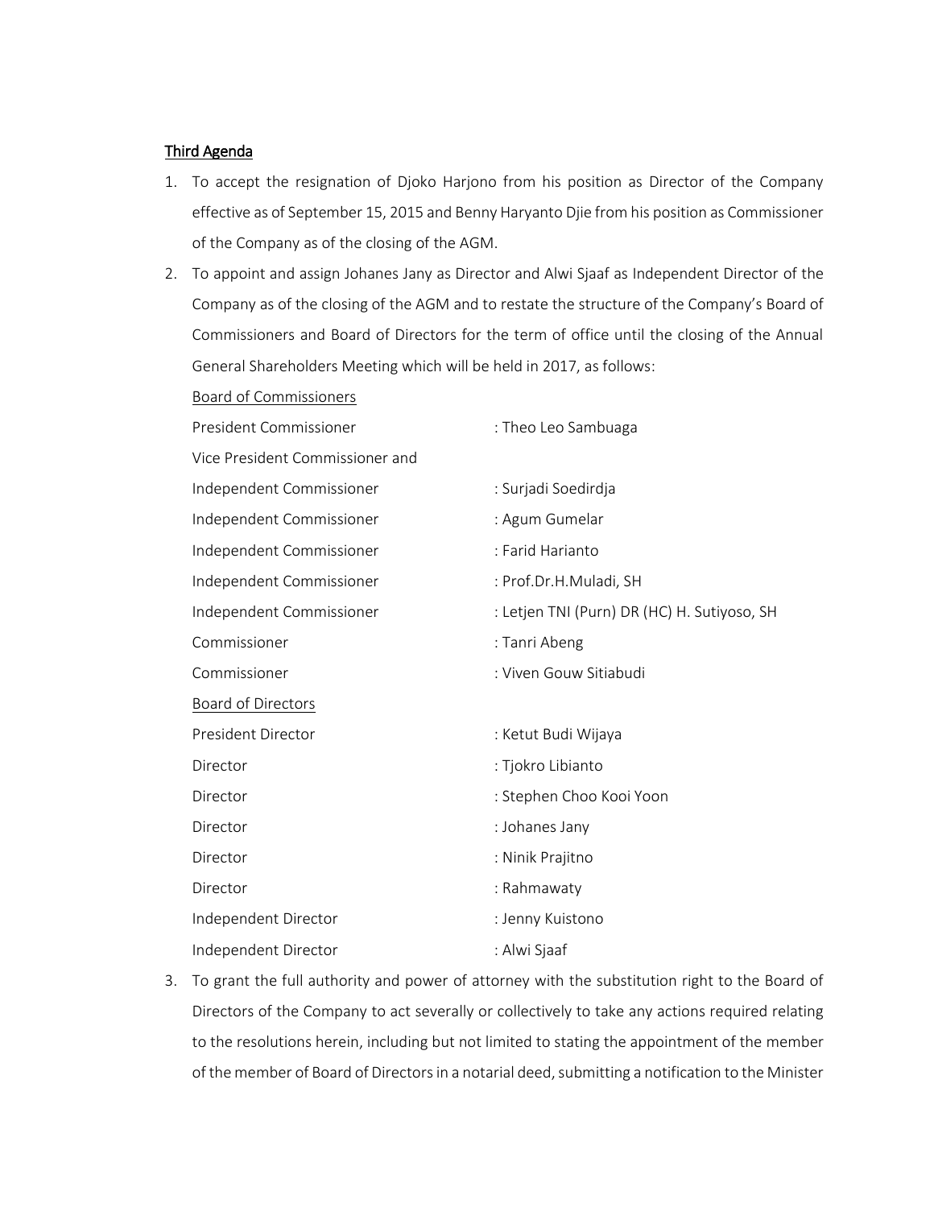<u>Third Agenda</u>

1. To accept the resignation of Djoko Harjono from his position as Director of the Company effective as of September 15, 2015 and Benny Haryanto Djie from his position as Commissioner of the Company as of the closing of the AGM.
2. To appoint and assign Johanes Jany as Director and Alwi Sjaaf as Independent Director of the Company as of the closing of the AGM and to restate the structure of the Company's Board of Commissioners and Board of Directors for the term of office until the closing of the Annual General Shareholders Meeting which will be held in 2017, as follows:

   <u>Board of Commissioners</u>

   | | |
   |---|---|
   | President Commissioner | : Theo Leo Sambuaga |
   | Vice President Commissioner and Independent Commissioner | : Surjadi Soedirdja |
   | Independent Commissioner | : Agum Gumelar |
   | Independent Commissioner | : Farid Harianto |
   | Independent Commissioner | : Prof.Dr.H.Muladi, SH |
   | Independent Commissioner | : Letjen TNI (Purn) DR (HC) H. Sutiyoso, SH |
   | Commissioner | : Tanri Abeng |
   | Commissioner | : Viven Gouw Sitiabudi |

   <u>Board of Directors</u>

   | | |
   |---|---|
   | President Director | : Ketut Budi Wijaya |
   | Director | : Tjokro Libianto |
   | Director | : Stephen Choo Kooi Yoon |
   | Director | : Johanes Jany |
   | Director | : Ninik Prajitno |
   | Director | : Rahmawaty |
   | Independent Director | : Jenny Kuistono |
   | Independent Director | : Alwi Sjaaf |

3. To grant the full authority and power of attorney with the substitution right to the Board of Directors of the Company to act severally or collectively to take any actions required relating to the resolutions herein, including but not limited to stating the appointment of the member of the member of Board of Directors in a notarial deed, submitting a notification to the Minister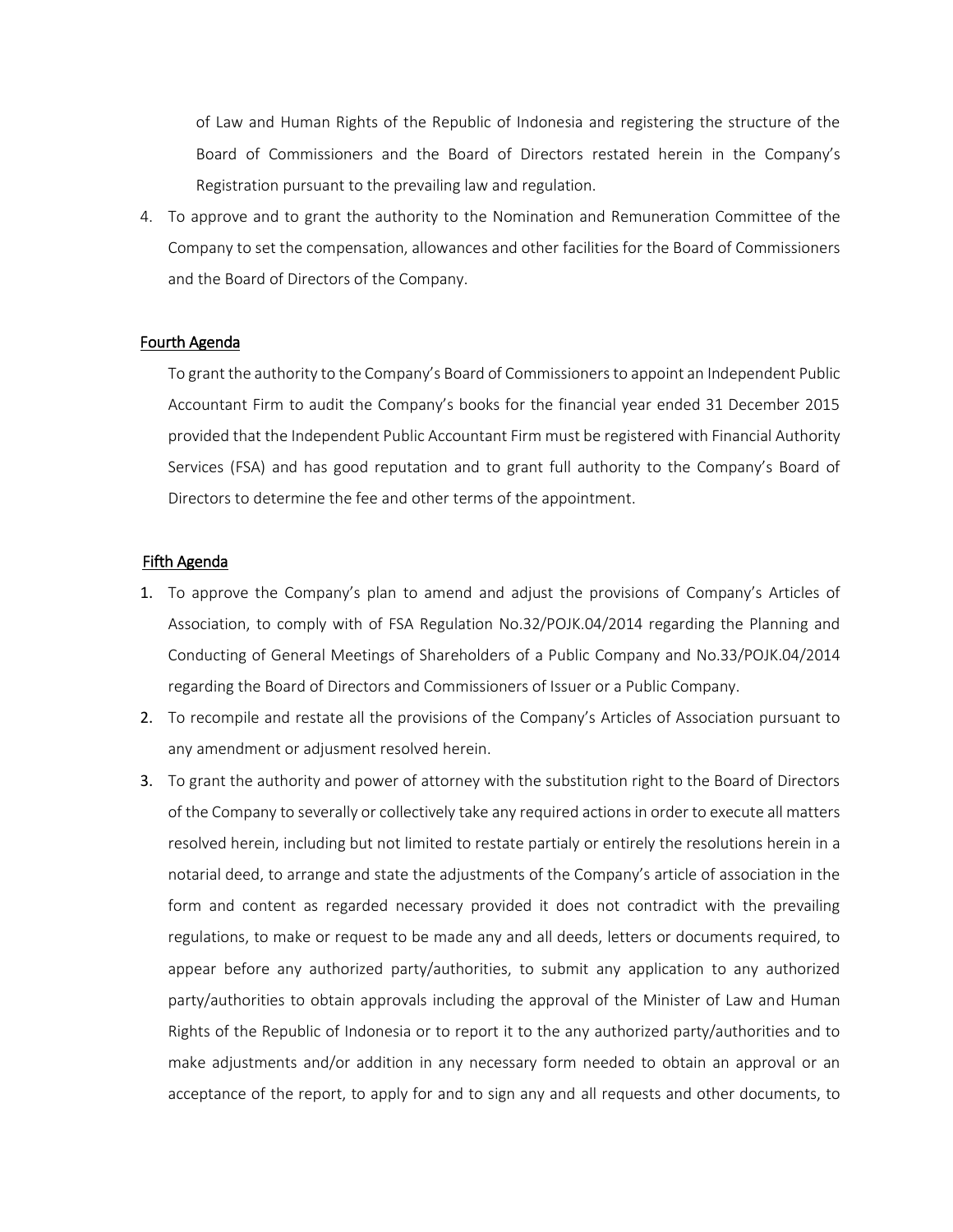of Law and Human Rights of the Republic of Indonesia and registering the structure of the Board of Commissioners and the Board of Directors restated herein in the Company's Registration pursuant to the prevailing law and regulation.

4. To approve and to grant the authority to the Nomination and Remuneration Committee of the Company to set the compensation, allowances and other facilities for the Board of Commissioners and the Board of Directors of the Company.

## Fourth Agenda

To grant the authority to the Company's Board of Commissioners to appoint an Independent Public Accountant Firm to audit the Company's books for the financial year ended 31 December 2015 provided that the Independent Public Accountant Firm must be registered with Financial Authority Services (FSA) and has good reputation and to grant full authority to the Company's Board of Directors to determine the fee and other terms of the appointment.

## Fifth Agenda

1. To approve the Company's plan to amend and adjust the provisions of Company's Articles of Association, to comply with of FSA Regulation No.32/POJK.04/2014 regarding the Planning and Conducting of General Meetings of Shareholders of a Public Company and No.33/POJK.04/2014 regarding the Board of Directors and Commissioners of Issuer or a Public Company.
2. To recompile and restate all the provisions of the Company's Articles of Association pursuant to any amendment or adjusment resolved herein.
3. To grant the authority and power of attorney with the substitution right to the Board of Directors of the Company to severally or collectively take any required actions in order to execute all matters resolved herein, including but not limited to restate partialy or entirely the resolutions herein in a notarial deed, to arrange and state the adjustments of the Company's article of association in the form and content as regarded necessary provided it does not contradict with the prevailing regulations, to make or request to be made any and all deeds, letters or documents required, to appear before any authorized party/authorities, to submit any application to any authorized party/authorities to obtain approvals including the approval of the Minister of Law and Human Rights of the Republic of Indonesia or to report it to the any authorized party/authorities and to make adjustments and/or addition in any necessary form needed to obtain an approval or an acceptance of the report, to apply for and to sign any and all requests and other documents, to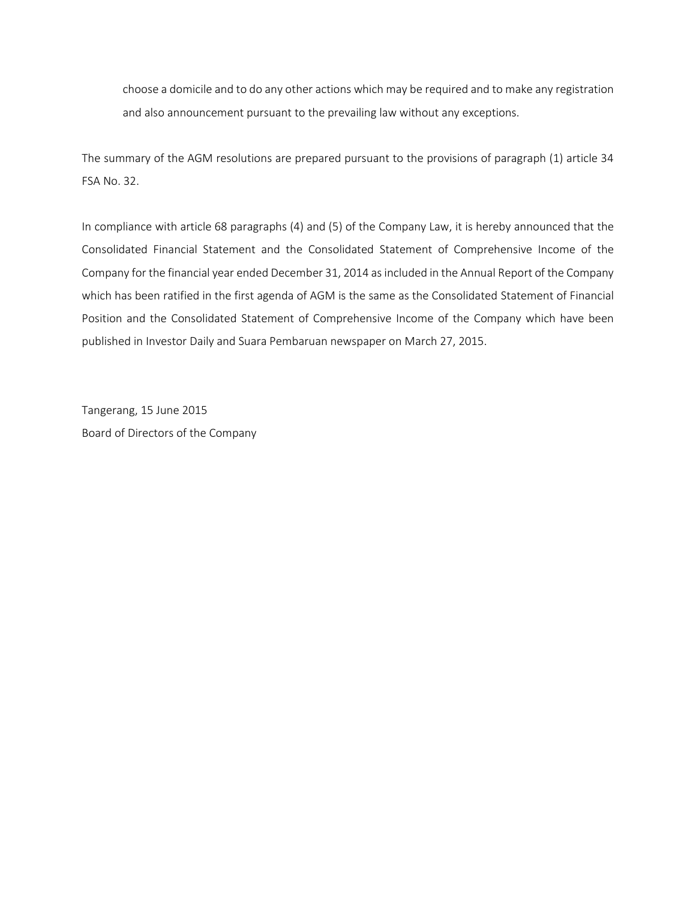choose a domicile and to do any other actions which may be required and to make any registration and also announcement pursuant to the prevailing law without any exceptions.

The summary of the AGM resolutions are prepared pursuant to the provisions of paragraph (1) article 34 FSA No. 32.

In compliance with article 68 paragraphs (4) and (5) of the Company Law, it is hereby announced that the Consolidated Financial Statement and the Consolidated Statement of Comprehensive Income of the Company for the financial year ended December 31, 2014 as included in the Annual Report of the Company which has been ratified in the first agenda of AGM is the same as the Consolidated Statement of Financial Position and the Consolidated Statement of Comprehensive Income of the Company which have been published in Investor Daily and Suara Pembaruan newspaper on March 27, 2015.

Tangerang, 15 June 2015
Board of Directors of the Company